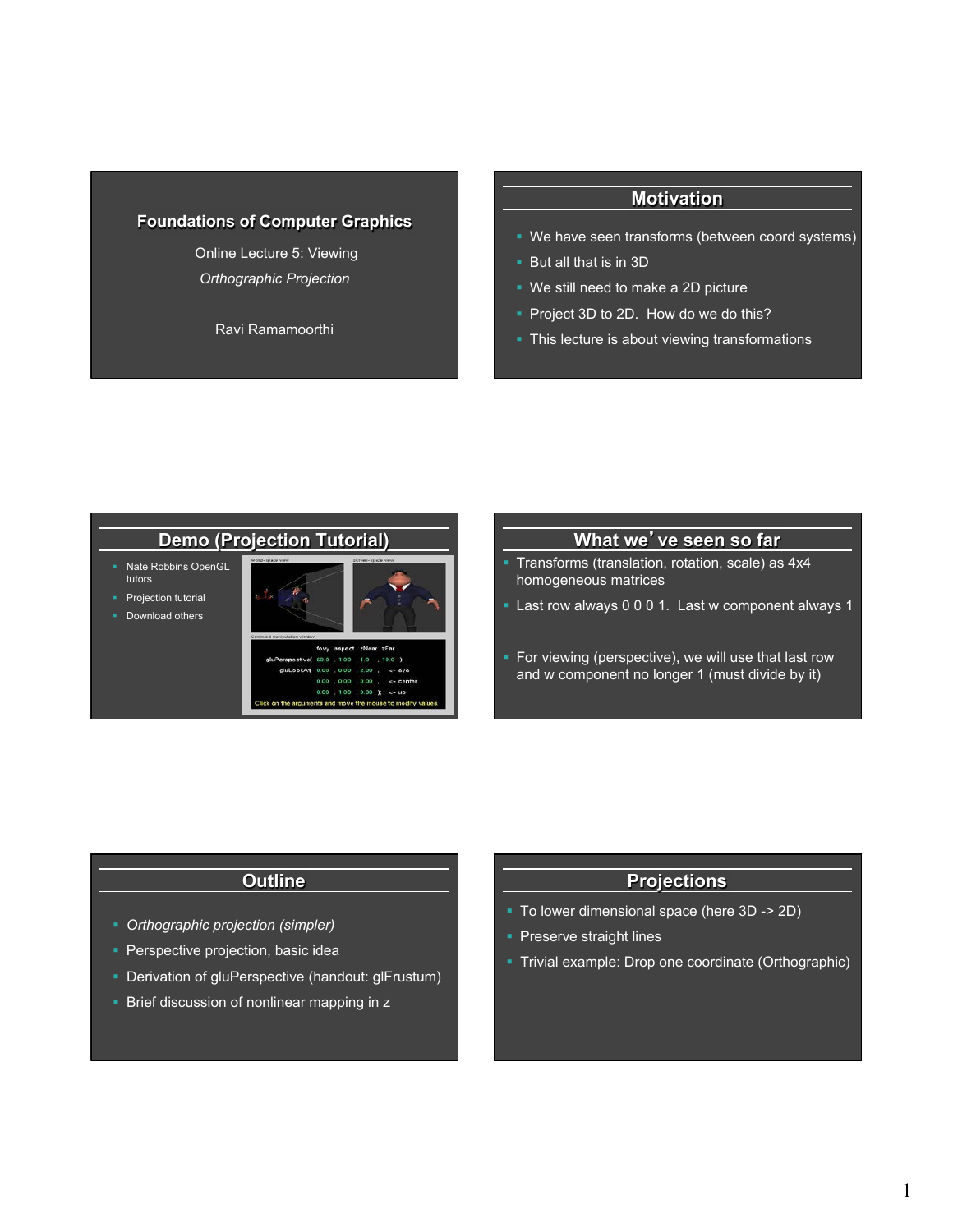# Foundations of Computer Graphics

Online Lecture 5: Viewing

*Orthographic Projection*

Ravi Ramamoorthi

## Motivation

- We have seen transforms (between coord systems)
- But all that is in 3D
- We still need to make a 2D picture
- Project 3D to 2D. How do we do this?
- This lecture is about viewing transformations

## Demo (Projection Tutorial)

- Nate Robbins OpenGL tutors
- Projection tutorial
- Download others

## What we've seen so far

- Transforms (translation, rotation, scale) as 4x4 homogeneous matrices
- Last row always 0 0 0 1. Last w component always 1
- For viewing (perspective), we will use that last row and w component no longer 1 (must divide by it)

## Outline

- *Orthographic projection (simpler)*
- Perspective projection, basic idea
- Derivation of gluPerspective (handout: glFrustum)
- Brief discussion of nonlinear mapping in z

## Projections

- To lower dimensional space (here 3D -> 2D)
- Preserve straight lines
- Trivial example: Drop one coordinate (Orthographic)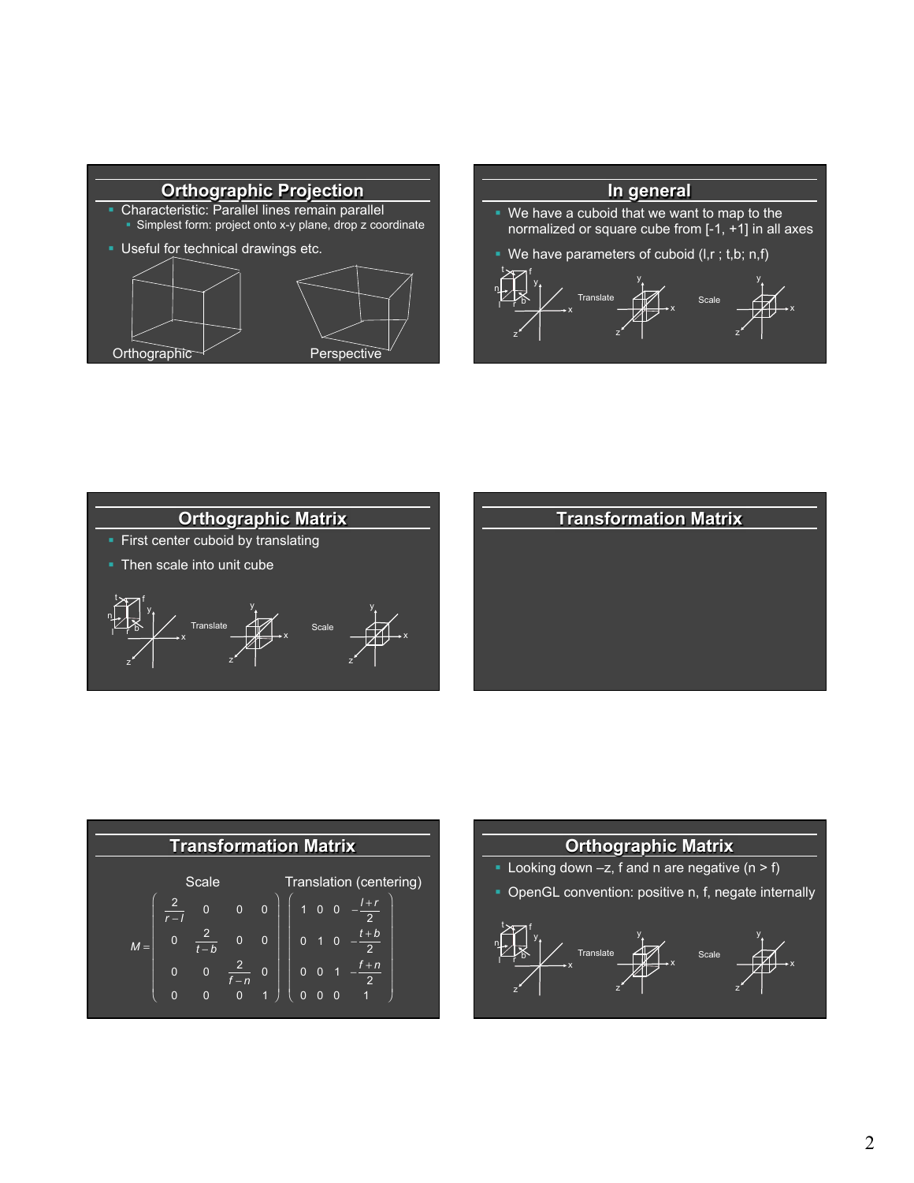## Orthographic Projection

- Characteristic: Parallel lines remain parallel
  - Simplest form: project onto x-y plane, drop z coordinate
- Useful for technical drawings etc.

Orthographic Perspective

## In general

- We have a cuboid that we want to map to the normalized or square cube from [-1, +1] in all axes
- We have parameters of cuboid (l,r ; t,b; n,f)

Translate Scale

## Orthographic Matrix

- First center cuboid by translating
- Then scale into unit cube

Translate Scale

## Transformation Matrix

## Transformation Matrix

Scale Translation (centering)

$$M = \begin{pmatrix} \frac{2}{r-l} & 0 & 0 & 0 \\ 0 & \frac{2}{t-b} & 0 & 0 \\ 0 & 0 & \frac{2}{f-n} & 0 \\ 0 & 0 & 0 & 1 \end{pmatrix} \begin{pmatrix} 1 & 0 & 0 & -\frac{l+r}{2} \\ 0 & 1 & 0 & -\frac{t+b}{2} \\ 0 & 0 & 1 & -\frac{f+n}{2} \\ 0 & 0 & 0 & 1 \end{pmatrix}$$

## Orthographic Matrix

- Looking down –z, f and n are negative (n > f)
- OpenGL convention: positive n, f, negate internally

Translate Scale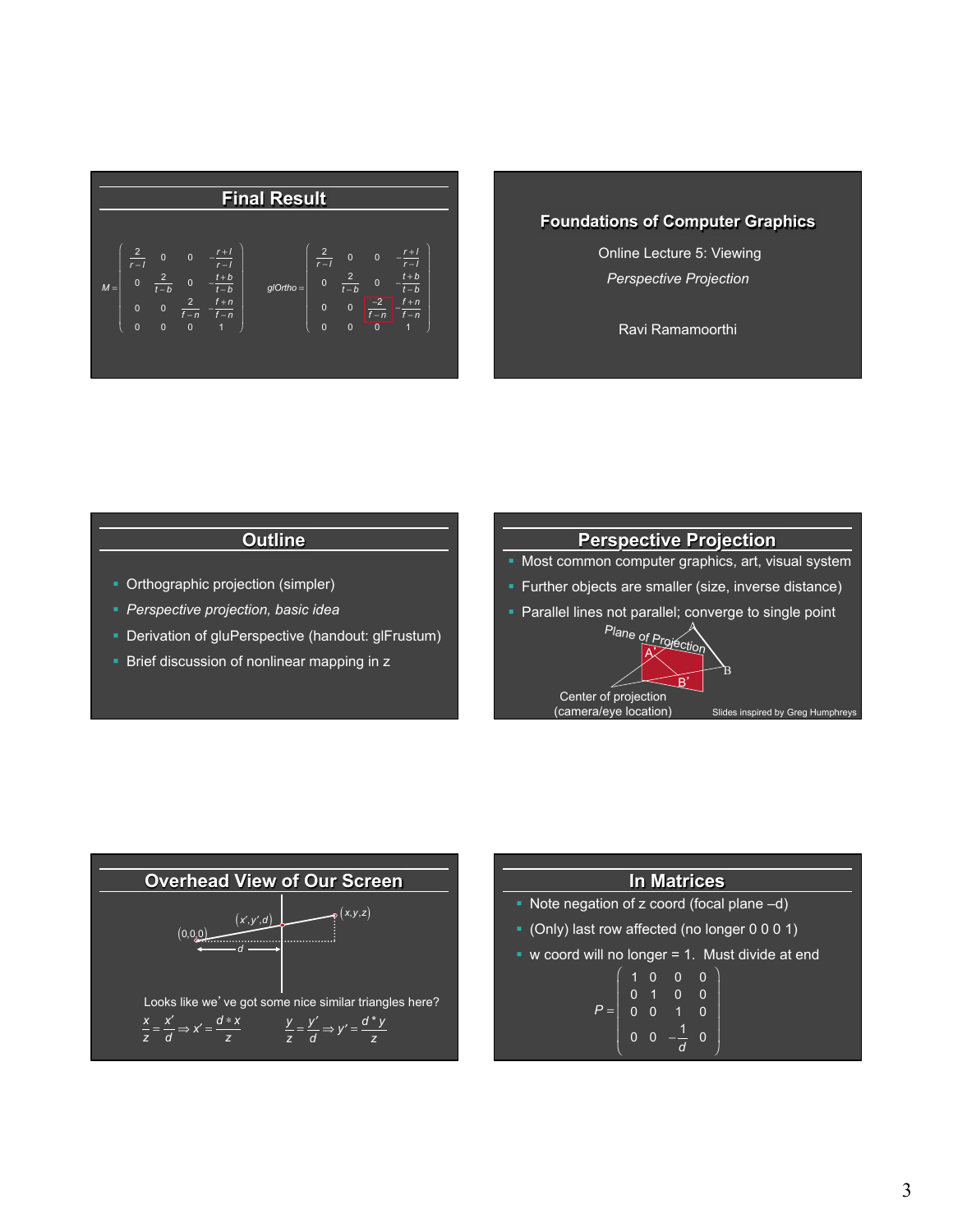## Final Result

$$M = \begin{pmatrix} \frac{2}{r-l} & 0 & 0 & -\frac{r+l}{r-l} \\ 0 & \frac{2}{t-b} & 0 & -\frac{t+b}{t-b} \\ 0 & 0 & \frac{2}{f-n} & -\frac{f+n}{f-n} \\ 0 & 0 & 0 & 1 \end{pmatrix} \qquad glOrtho = \begin{pmatrix} \frac{2}{r-l} & 0 & 0 & -\frac{r+l}{r-l} \\ 0 & \frac{2}{t-b} & 0 & -\frac{t+b}{t-b} \\ 0 & 0 & \frac{-2}{f-n} & -\frac{f+n}{f-n} \\ 0 & 0 & 0 & 1 \end{pmatrix}$$

## Foundations of Computer Graphics

Online Lecture 5: Viewing

*Perspective Projection*

Ravi Ramamoorthi

## Outline

- Orthographic projection (simpler)
- *Perspective projection, basic idea*
- Derivation of gluPerspective (handout: glFrustum)
- Brief discussion of nonlinear mapping in z

## Perspective Projection

- Most common computer graphics, art, visual system
- Further objects are smaller (size, inverse distance)
- Parallel lines not parallel; converge to single point

Plane of Projection

A, B, A', B'

Center of projection (camera/eye location)

Slides inspired by Greg Humphreys

## Overhead View of Our Screen

$(0,0,0)$ $(x',y',d)$ $(x,y,z)$ $d$

Looks like we've got some nice similar triangles here?

$$\frac{x}{z} = \frac{x'}{d} \Rightarrow x' = \frac{d*x}{z} \qquad \frac{y}{z} = \frac{y'}{d} \Rightarrow y' = \frac{d*y}{z}$$

## In Matrices

- Note negation of z coord (focal plane –d)
- (Only) last row affected (no longer 0 0 0 1)
- w coord will no longer = 1. Must divide at end

$$P = \begin{pmatrix} 1 & 0 & 0 & 0 \\ 0 & 1 & 0 & 0 \\ 0 & 0 & 1 & 0 \\ 0 & 0 & -\frac{1}{d} & 0 \end{pmatrix}$$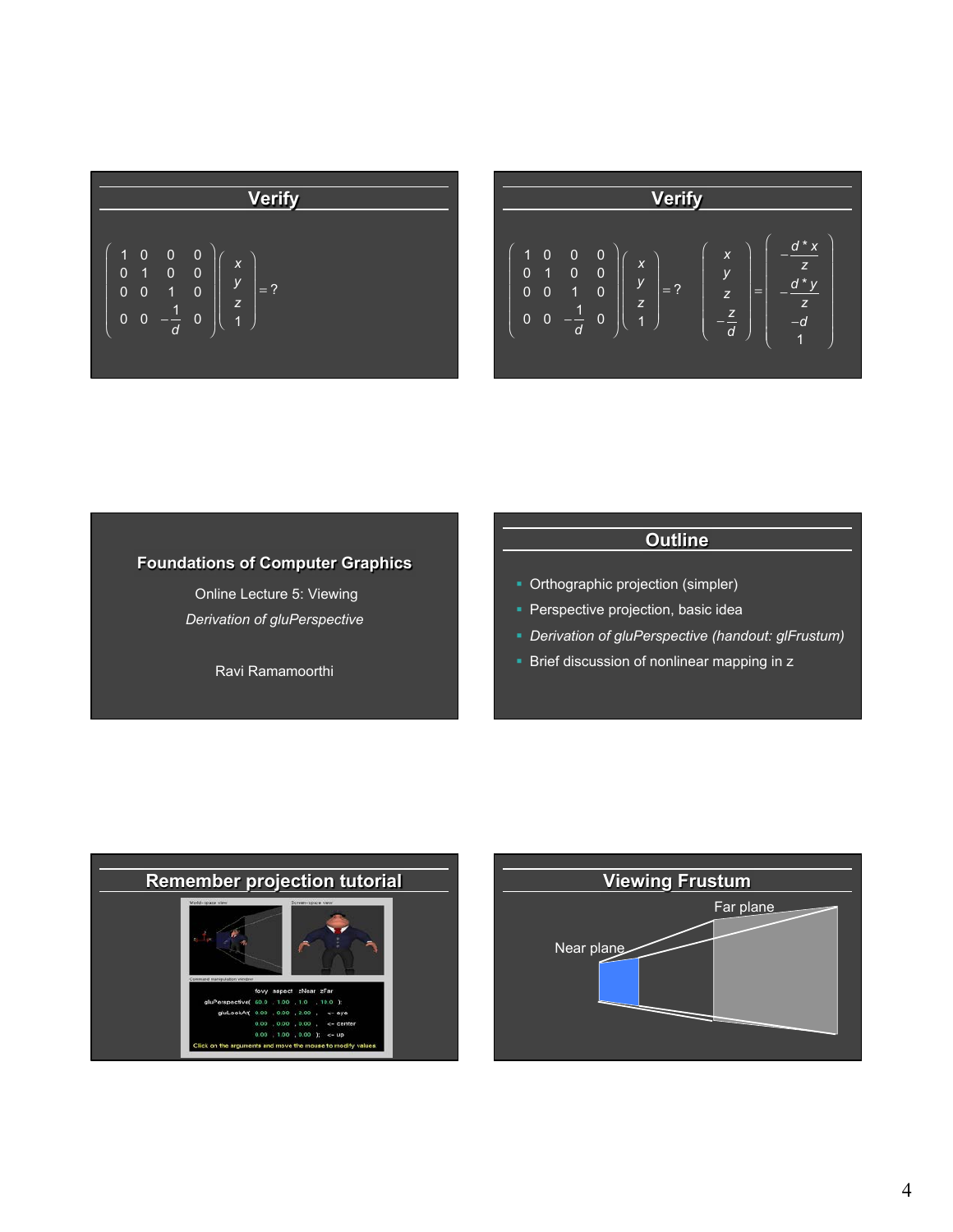## Verify

$$\begin{pmatrix} 1 & 0 & 0 & 0 \\ 0 & 1 & 0 & 0 \\ 0 & 0 & 1 & 0 \\ 0 & 0 & -\frac{1}{d} & 0 \end{pmatrix} \begin{pmatrix} x \\ y \\ z \\ 1 \end{pmatrix} = ?$$

## Verify

$$\begin{pmatrix} 1 & 0 & 0 & 0 \\ 0 & 1 & 0 & 0 \\ 0 & 0 & 1 & 0 \\ 0 & 0 & -\frac{1}{d} & 0 \end{pmatrix} \begin{pmatrix} x \\ y \\ z \\ 1 \end{pmatrix} = ? \quad \begin{pmatrix} x \\ y \\ z \\ -\frac{z}{d} \end{pmatrix} = \begin{pmatrix} -\frac{d*x}{z} \\ -\frac{d*y}{z} \\ -d \\ 1 \end{pmatrix}$$

**Foundations of Computer Graphics**

Online Lecture 5: Viewing

*Derivation of gluPerspective*

Ravi Ramamoorthi

## Outline

- Orthographic projection (simpler)
- Perspective projection, basic idea
- *Derivation of gluPerspective (handout: glFrustum)*
- Brief discussion of nonlinear mapping in z

## Remember projection tutorial

```
        fovy  aspect  zNear  zFar
gluPerspective( 60.0 , 1.00 , 1.0 , 10.0 );
gluLookAt( 0.00 , 0.00 , 2.00 ,   <- eye
           0.00 , 0.00 , 0.00 ,   <- center
           0.00 , 1.00 , 0.00 );  <- up
Click on the arguments and move the mouse to modify values.
```

## Viewing Frustum

Near plane

Far plane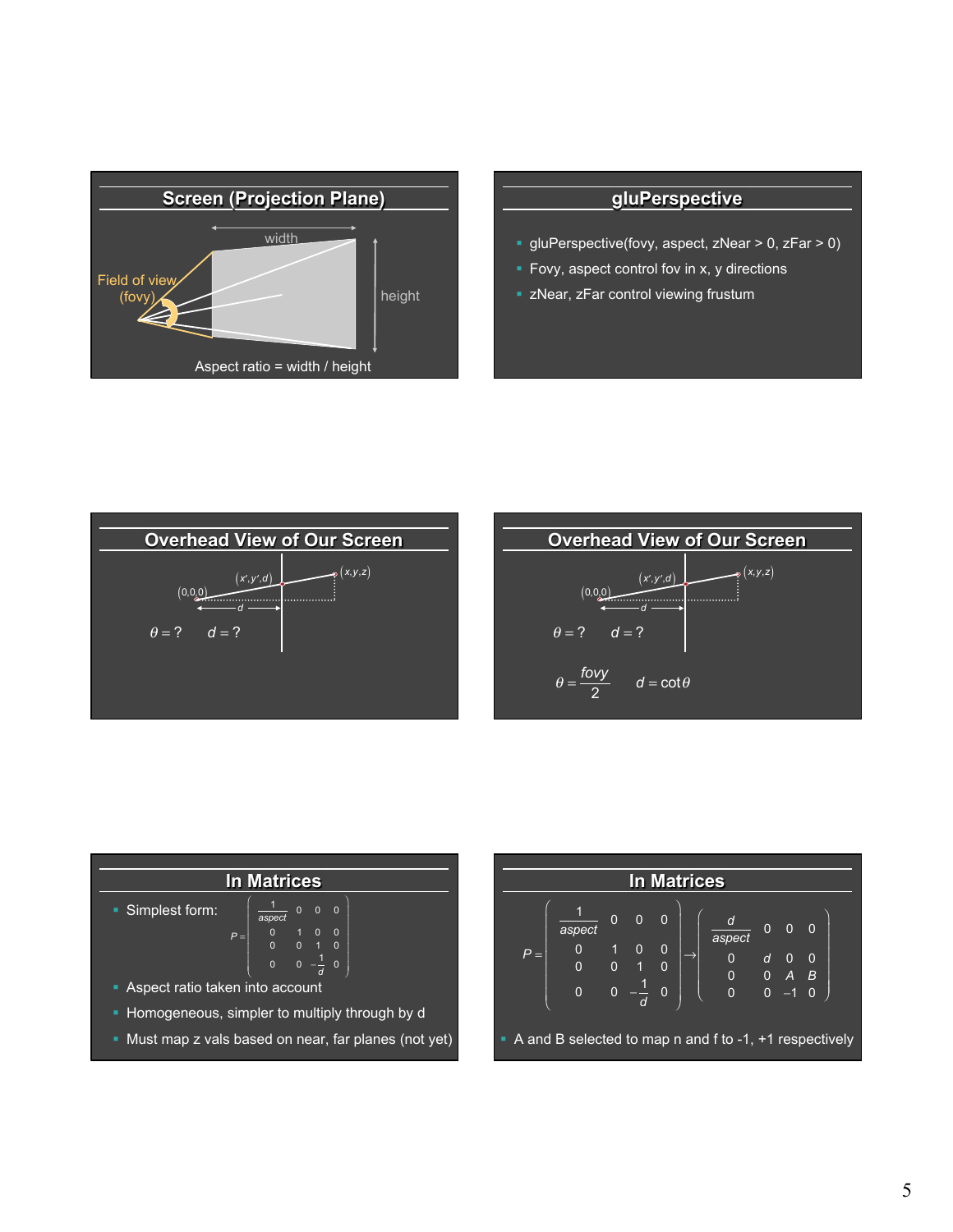## Screen (Projection Plane)

width

Field of view (fovy)

height

Aspect ratio = width / height

## gluPerspective

- gluPerspective(fovy, aspect, zNear > 0, zFar > 0)
- Fovy, aspect control fov in x, y directions
- zNear, zFar control viewing frustum

## Overhead View of Our Screen

$(0,0,0)$ $(x',y',d)$ $(x,y,z)$ $d$

$\theta = ?$ $\quad d = ?$

## Overhead View of Our Screen

$(0,0,0)$ $(x',y',d)$ $(x,y,z)$ $d$

$\theta = ?$ $\quad d = ?$

$$\theta = \frac{fovy}{2} \qquad d = \cot\theta$$

## In Matrices

- Simplest form:

$$P = \begin{pmatrix} \frac{1}{aspect} & 0 & 0 & 0 \\ 0 & 1 & 0 & 0 \\ 0 & 0 & 1 & 0 \\ 0 & 0 & -\frac{1}{d} & 0 \end{pmatrix}$$

- Aspect ratio taken into account
- Homogeneous, simpler to multiply through by d
- Must map z vals based on near, far planes (not yet)

## In Matrices

$$P = \begin{pmatrix} \frac{1}{aspect} & 0 & 0 & 0 \\ 0 & 1 & 0 & 0 \\ 0 & 0 & 1 & 0 \\ 0 & 0 & -\frac{1}{d} & 0 \end{pmatrix} \rightarrow \begin{pmatrix} \frac{d}{aspect} & 0 & 0 & 0 \\ 0 & d & 0 & 0 \\ 0 & 0 & A & B \\ 0 & 0 & -1 & 0 \end{pmatrix}$$

- A and B selected to map n and f to -1, +1 respectively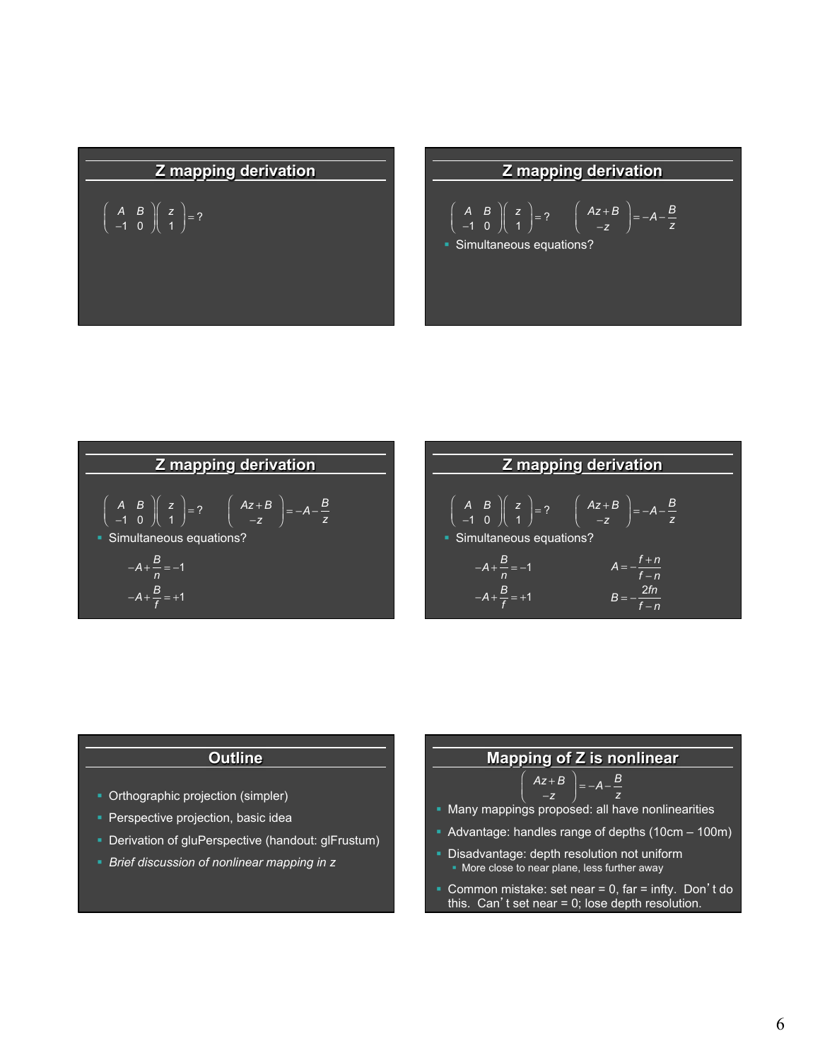## Z mapping derivation

$$\begin{pmatrix} A & B \\ -1 & 0 \end{pmatrix}\begin{pmatrix} z \\ 1 \end{pmatrix} = ?$$

## Z mapping derivation

$$\begin{pmatrix} A & B \\ -1 & 0 \end{pmatrix}\begin{pmatrix} z \\ 1 \end{pmatrix} = ? \qquad \begin{pmatrix} Az+B \\ -z \end{pmatrix} = -A - \frac{B}{z}$$

- Simultaneous equations?

## Z mapping derivation

$$\begin{pmatrix} A & B \\ -1 & 0 \end{pmatrix}\begin{pmatrix} z \\ 1 \end{pmatrix} = ? \qquad \begin{pmatrix} Az+B \\ -z \end{pmatrix} = -A - \frac{B}{z}$$

- Simultaneous equations?

$$-A + \frac{B}{n} = -1$$

$$-A + \frac{B}{f} = +1$$

## Z mapping derivation

$$\begin{pmatrix} A & B \\ -1 & 0 \end{pmatrix}\begin{pmatrix} z \\ 1 \end{pmatrix} = ? \qquad \begin{pmatrix} Az+B \\ -z \end{pmatrix} = -A - \frac{B}{z}$$

- Simultaneous equations?

$$-A + \frac{B}{n} = -1 \qquad A = -\frac{f+n}{f-n}$$

$$-A + \frac{B}{f} = +1 \qquad B = -\frac{2fn}{f-n}$$

## Outline

- Orthographic projection (simpler)
- Perspective projection, basic idea
- Derivation of gluPerspective (handout: glFrustum)
- *Brief discussion of nonlinear mapping in z*

## Mapping of Z is nonlinear

$$\begin{pmatrix} Az+B \\ -z \end{pmatrix} = -A - \frac{B}{z}$$

- Many mappings proposed: all have nonlinearities
- Advantage: handles range of depths (10cm – 100m)
- Disadvantage: depth resolution not uniform
  - More close to near plane, less further away
- Common mistake: set near = 0, far = infty. Don't do this. Can't set near = 0; lose depth resolution.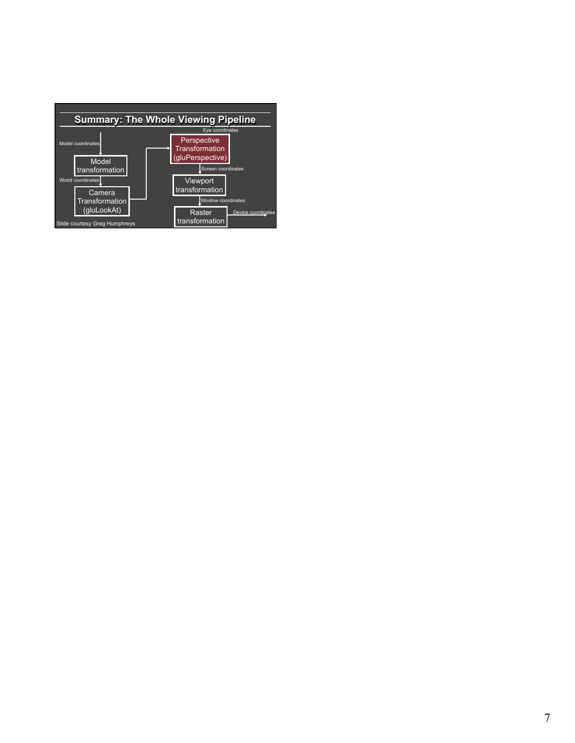# Summary: The Whole Viewing Pipeline

Model coordinates

Model transformation

World coordinates

Camera Transformation (gluLookAt)

Eye coordinates

Perspective Transformation (gluPerspective)

Screen coordinates

Viewport transformation

Window coordinates

Raster transformation

Device coordinates

Slide courtesy Greg Humphreys